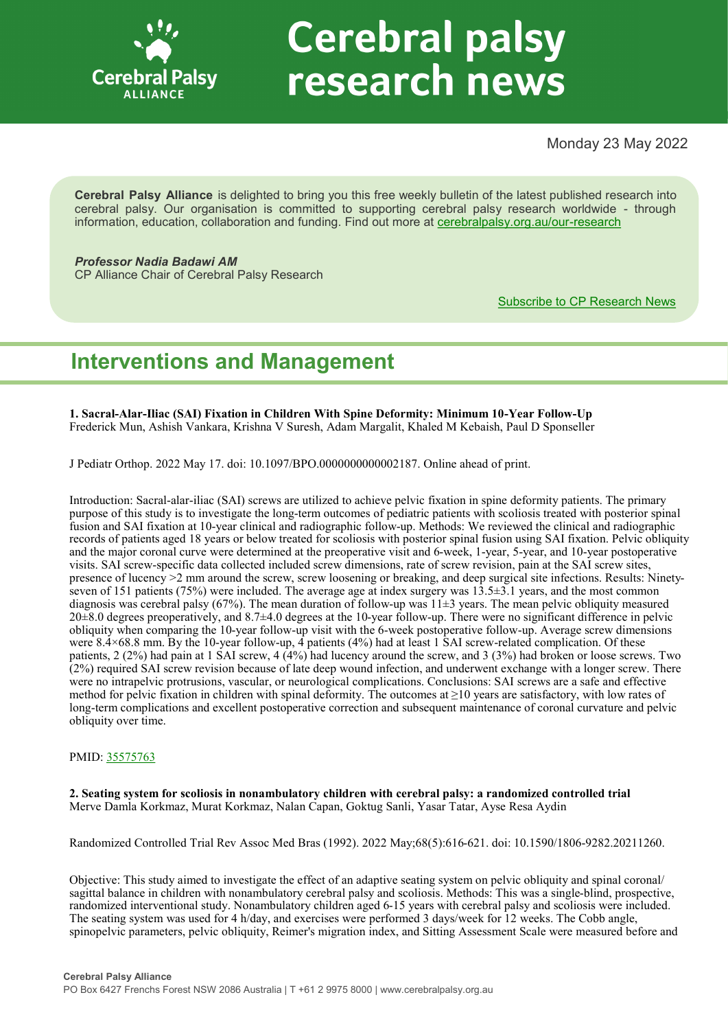# Cerebral palsy research news

Monday 23 May 2022

**Cerebral Palsy Alliance** is delighted to bring you this free weekly bulletin of the latest published research into cerebral palsy. Our organisation is committed to supporting cerebral palsy research worldwide - through information, education, collaboration and funding. Find out more at [cerebralpalsy.org.au/our-research](cerebralpalsy.org.au/our-research)

***Professor Nadia Badawi AM***
CP Alliance Chair of Cerebral Palsy Research

[Subscribe to CP Research News]

## Interventions and Management

**1. Sacral-Alar-Iliac (SAI) Fixation in Children With Spine Deformity: Minimum 10-Year Follow-Up**
Frederick Mun, Ashish Vankara, Krishna V Suresh, Adam Margalit, Khaled M Kebaish, Paul D Sponseller

J Pediatr Orthop. 2022 May 17. doi: 10.1097/BPO.0000000000002187. Online ahead of print.

Introduction: Sacral-alar-iliac (SAI) screws are utilized to achieve pelvic fixation in spine deformity patients. The primary purpose of this study is to investigate the long-term outcomes of pediatric patients with scoliosis treated with posterior spinal fusion and SAI fixation at 10-year clinical and radiographic follow-up. Methods: We reviewed the clinical and radiographic records of patients aged 18 years or below treated for scoliosis with posterior spinal fusion using SAI fixation. Pelvic obliquity and the major coronal curve were determined at the preoperative visit and 6-week, 1-year, 5-year, and 10-year postoperative visits. SAI screw-specific data collected included screw dimensions, rate of screw revision, pain at the SAI screw sites, presence of lucency >2 mm around the screw, screw loosening or breaking, and deep surgical site infections. Results: Ninety-seven of 151 patients (75%) were included. The average age at index surgery was 13.5±3.1 years, and the most common diagnosis was cerebral palsy (67%). The mean duration of follow-up was 11±3 years. The mean pelvic obliquity measured 20±8.0 degrees preoperatively, and 8.7±4.0 degrees at the 10-year follow-up. There were no significant difference in pelvic obliquity when comparing the 10-year follow-up visit with the 6-week postoperative follow-up. Average screw dimensions were 8.4×68.8 mm. By the 10-year follow-up, 4 patients (4%) had at least 1 SAI screw-related complication. Of these patients, 2 (2%) had pain at 1 SAI screw, 4 (4%) had lucency around the screw, and 3 (3%) had broken or loose screws. Two (2%) required SAI screw revision because of late deep wound infection, and underwent exchange with a longer screw. There were no intrapelvic protrusions, vascular, or neurological complications. Conclusions: SAI screws are a safe and effective method for pelvic fixation in children with spinal deformity. The outcomes at ≥10 years are satisfactory, with low rates of long-term complications and excellent postoperative correction and subsequent maintenance of coronal curvature and pelvic obliquity over time.

PMID: [35575763]

**2. Seating system for scoliosis in nonambulatory children with cerebral palsy: a randomized controlled trial**
Merve Damla Korkmaz, Murat Korkmaz, Nalan Capan, Goktug Sanli, Yasar Tatar, Ayse Resa Aydin

Randomized Controlled Trial Rev Assoc Med Bras (1992). 2022 May;68(5):616-621. doi: 10.1590/1806-9282.20211260.

Objective: This study aimed to investigate the effect of an adaptive seating system on pelvic obliquity and spinal coronal/sagittal balance in children with nonambulatory cerebral palsy and scoliosis. Methods: This was a single-blind, prospective, randomized interventional study. Nonambulatory children aged 6-15 years with cerebral palsy and scoliosis were included. The seating system was used for 4 h/day, and exercises were performed 3 days/week for 12 weeks. The Cobb angle, spinopelvic parameters, pelvic obliquity, Reimer's migration index, and Sitting Assessment Scale were measured before and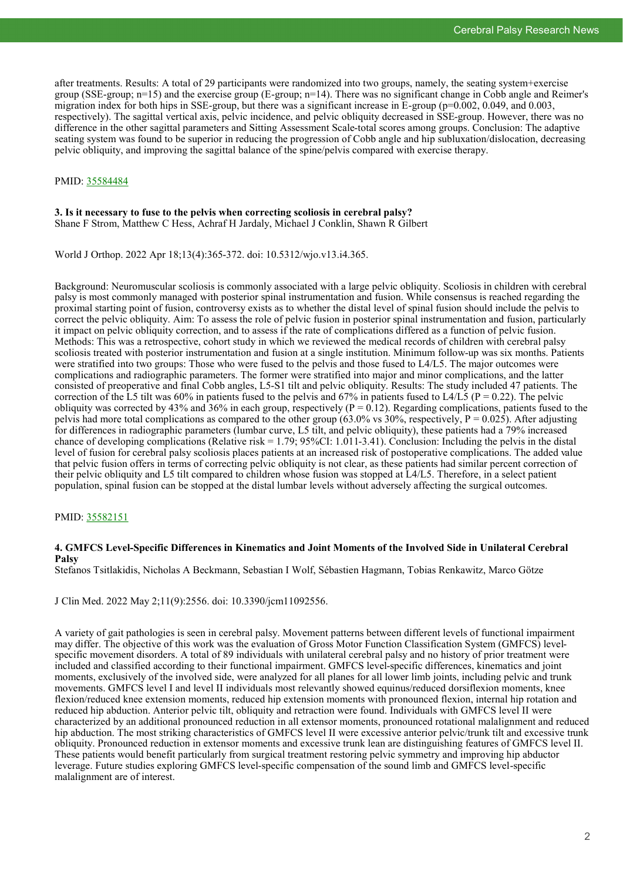after treatments. Results: A total of 29 participants were randomized into two groups, namely, the seating system+exercise group (SSE-group; n=15) and the exercise group (E-group; n=14). There was no significant change in Cobb angle and Reimer's migration index for both hips in SSE-group, but there was a significant increase in E-group (p=0.002, 0.049, and 0.003, respectively). The sagittal vertical axis, pelvic incidence, and pelvic obliquity decreased in SSE-group. However, there was no difference in the other sagittal parameters and Sitting Assessment Scale-total scores among groups. Conclusion: The adaptive seating system was found to be superior in reducing the progression of Cobb angle and hip subluxation/dislocation, decreasing pelvic obliquity, and improving the sagittal balance of the spine/pelvis compared with exercise therapy.

PMID: [35584484](https://pubmed.ncbi.nlm.nih.gov/35584484)

### 3. Is it necessary to fuse to the pelvis when correcting scoliosis in cerebral palsy?

Shane F Strom, Matthew C Hess, Achraf H Jardaly, Michael J Conklin, Shawn R Gilbert

World J Orthop. 2022 Apr 18;13(4):365-372. doi: 10.5312/wjo.v13.i4.365.

Background: Neuromuscular scoliosis is commonly associated with a large pelvic obliquity. Scoliosis in children with cerebral palsy is most commonly managed with posterior spinal instrumentation and fusion. While consensus is reached regarding the proximal starting point of fusion, controversy exists as to whether the distal level of spinal fusion should include the pelvis to correct the pelvic obliquity. Aim: To assess the role of pelvic fusion in posterior spinal instrumentation and fusion, particularly it impact on pelvic obliquity correction, and to assess if the rate of complications differed as a function of pelvic fusion. Methods: This was a retrospective, cohort study in which we reviewed the medical records of children with cerebral palsy scoliosis treated with posterior instrumentation and fusion at a single institution. Minimum follow-up was six months. Patients were stratified into two groups: Those who were fused to the pelvis and those fused to L4/L5. The major outcomes were complications and radiographic parameters. The former were stratified into major and minor complications, and the latter consisted of preoperative and final Cobb angles, L5-S1 tilt and pelvic obliquity. Results: The study included 47 patients. The correction of the L5 tilt was 60% in patients fused to the pelvis and 67% in patients fused to L4/L5 ($P = 0.22$). The pelvic obliquity was corrected by 43% and 36% in each group, respectively ($P = 0.12$). Regarding complications, patients fused to the pelvis had more total complications as compared to the other group (63.0% vs 30%, respectively, $P = 0.025$). After adjusting for differences in radiographic parameters (lumbar curve, L5 tilt, and pelvic obliquity), these patients had a 79% increased chance of developing complications (Relative risk = 1.79; 95%CI: 1.011-3.41). Conclusion: Including the pelvis in the distal level of fusion for cerebral palsy scoliosis places patients at an increased risk of postoperative complications. The added value that pelvic fusion offers in terms of correcting pelvic obliquity is not clear, as these patients had similar percent correction of their pelvic obliquity and L5 tilt compared to children whose fusion was stopped at L4/L5. Therefore, in a select patient population, spinal fusion can be stopped at the distal lumbar levels without adversely affecting the surgical outcomes.

PMID: [35582151](https://pubmed.ncbi.nlm.nih.gov/35582151)

### 4. GMFCS Level-Specific Differences in Kinematics and Joint Moments of the Involved Side in Unilateral Cerebral Palsy

Stefanos Tsitlakidis, Nicholas A Beckmann, Sebastian I Wolf, Sébastien Hagmann, Tobias Renkawitz, Marco Götze

J Clin Med. 2022 May 2;11(9):2556. doi: 10.3390/jcm11092556.

A variety of gait pathologies is seen in cerebral palsy. Movement patterns between different levels of functional impairment may differ. The objective of this work was the evaluation of Gross Motor Function Classification System (GMFCS) level-specific movement disorders. A total of 89 individuals with unilateral cerebral palsy and no history of prior treatment were included and classified according to their functional impairment. GMFCS level-specific differences, kinematics and joint moments, exclusively of the involved side, were analyzed for all planes for all lower limb joints, including pelvic and trunk movements. GMFCS level I and level II individuals most relevantly showed equinus/reduced dorsiflexion moments, knee flexion/reduced knee extension moments, reduced hip extension moments with pronounced flexion, internal hip rotation and reduced hip abduction. Anterior pelvic tilt, obliquity and retraction were found. Individuals with GMFCS level II were characterized by an additional pronounced reduction in all extensor moments, pronounced rotational malalignment and reduced hip abduction. The most striking characteristics of GMFCS level II were excessive anterior pelvic/trunk tilt and excessive trunk obliquity. Pronounced reduction in extensor moments and excessive trunk lean are distinguishing features of GMFCS level II. These patients would benefit particularly from surgical treatment restoring pelvic symmetry and improving hip abductor leverage. Future studies exploring GMFCS level-specific compensation of the sound limb and GMFCS level-specific malalignment are of interest.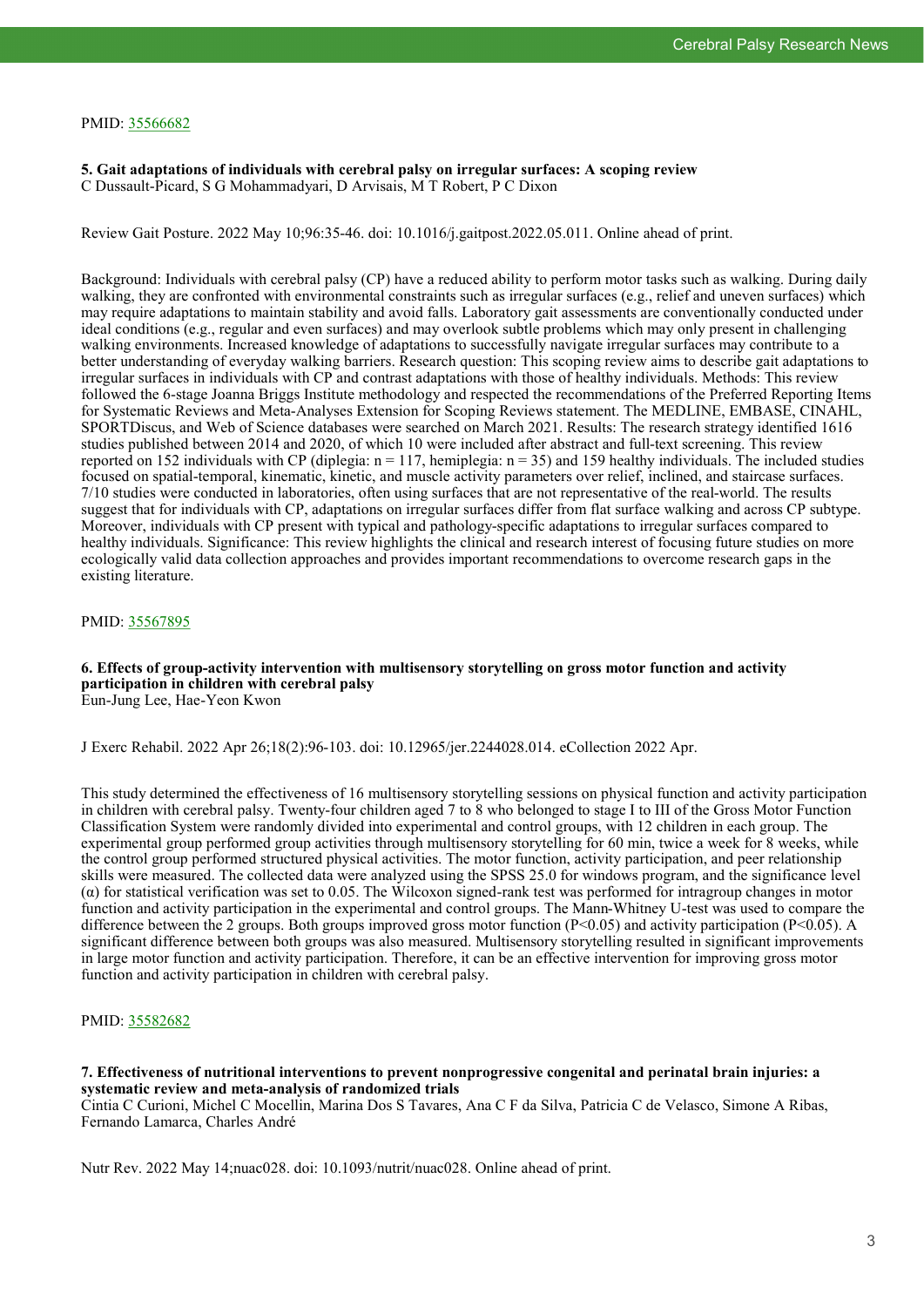PMID: [35566682](https://pubmed.ncbi.nlm.nih.gov/35566682)

**5. Gait adaptations of individuals with cerebral palsy on irregular surfaces: A scoping review**
C Dussault-Picard, S G Mohammadyari, D Arvisais, M T Robert, P C Dixon

Review Gait Posture. 2022 May 10;96:35-46. doi: 10.1016/j.gaitpost.2022.05.011. Online ahead of print.

Background: Individuals with cerebral palsy (CP) have a reduced ability to perform motor tasks such as walking. During daily walking, they are confronted with environmental constraints such as irregular surfaces (e.g., relief and uneven surfaces) which may require adaptations to maintain stability and avoid falls. Laboratory gait assessments are conventionally conducted under ideal conditions (e.g., regular and even surfaces) and may overlook subtle problems which may only present in challenging walking environments. Increased knowledge of adaptations to successfully navigate irregular surfaces may contribute to a better understanding of everyday walking barriers. Research question: This scoping review aims to describe gait adaptations to irregular surfaces in individuals with CP and contrast adaptations with those of healthy individuals. Methods: This review followed the 6-stage Joanna Briggs Institute methodology and respected the recommendations of the Preferred Reporting Items for Systematic Reviews and Meta-Analyses Extension for Scoping Reviews statement. The MEDLINE, EMBASE, CINAHL, SPORTDiscus, and Web of Science databases were searched on March 2021. Results: The research strategy identified 1616 studies published between 2014 and 2020, of which 10 were included after abstract and full-text screening. This review reported on 152 individuals with CP (diplegia: n = 117, hemiplegia: n = 35) and 159 healthy individuals. The included studies focused on spatial-temporal, kinematic, kinetic, and muscle activity parameters over relief, inclined, and staircase surfaces. 7/10 studies were conducted in laboratories, often using surfaces that are not representative of the real-world. The results suggest that for individuals with CP, adaptations on irregular surfaces differ from flat surface walking and across CP subtype. Moreover, individuals with CP present with typical and pathology-specific adaptations to irregular surfaces compared to healthy individuals. Significance: This review highlights the clinical and research interest of focusing future studies on more ecologically valid data collection approaches and provides important recommendations to overcome research gaps in the existing literature.

PMID: [35567895](https://pubmed.ncbi.nlm.nih.gov/35567895)

**6. Effects of group-activity intervention with multisensory storytelling on gross motor function and activity participation in children with cerebral palsy**
Eun-Jung Lee, Hae-Yeon Kwon

J Exerc Rehabil. 2022 Apr 26;18(2):96-103. doi: 10.12965/jer.2244028.014. eCollection 2022 Apr.

This study determined the effectiveness of 16 multisensory storytelling sessions on physical function and activity participation in children with cerebral palsy. Twenty-four children aged 7 to 8 who belonged to stage I to III of the Gross Motor Function Classification System were randomly divided into experimental and control groups, with 12 children in each group. The experimental group performed group activities through multisensory storytelling for 60 min, twice a week for 8 weeks, while the control group performed structured physical activities. The motor function, activity participation, and peer relationship skills were measured. The collected data were analyzed using the SPSS 25.0 for windows program, and the significance level ($\alpha$) for statistical verification was set to 0.05. The Wilcoxon signed-rank test was performed for intragroup changes in motor function and activity participation in the experimental and control groups. The Mann-Whitney U-test was used to compare the difference between the 2 groups. Both groups improved gross motor function ($P<0.05$) and activity participation ($P<0.05$). A significant difference between both groups was also measured. Multisensory storytelling resulted in significant improvements in large motor function and activity participation. Therefore, it can be an effective intervention for improving gross motor function and activity participation in children with cerebral palsy.

PMID: [35582682](https://pubmed.ncbi.nlm.nih.gov/35582682)

**7. Effectiveness of nutritional interventions to prevent nonprogressive congenital and perinatal brain injuries: a systematic review and meta-analysis of randomized trials**
Cintia C Curioni, Michel C Mocellin, Marina Dos S Tavares, Ana C F da Silva, Patricia C de Velasco, Simone A Ribas, Fernando Lamarca, Charles André

Nutr Rev. 2022 May 14;nuac028. doi: 10.1093/nutrit/nuac028. Online ahead of print.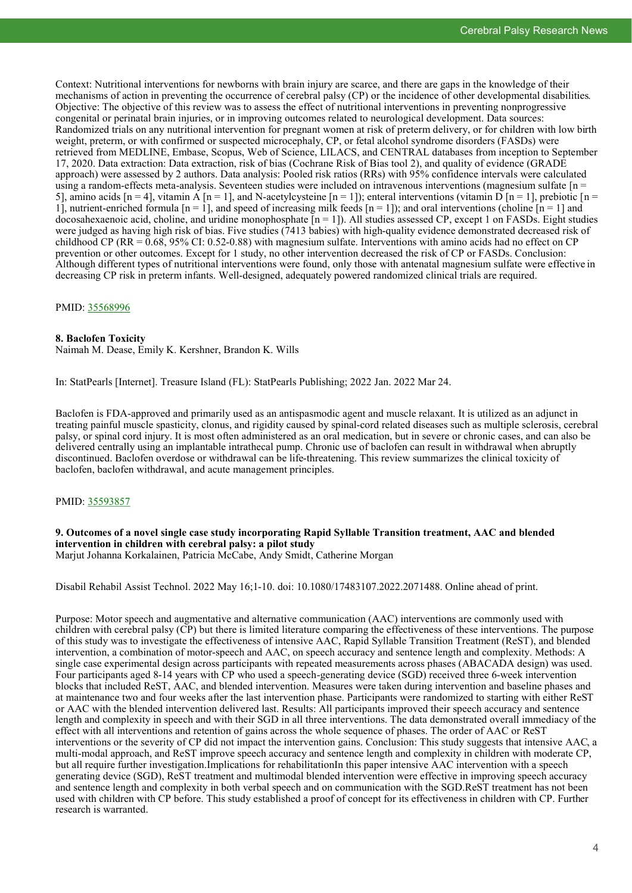Context: Nutritional interventions for newborns with brain injury are scarce, and there are gaps in the knowledge of their mechanisms of action in preventing the occurrence of cerebral palsy (CP) or the incidence of other developmental disabilities. Objective: The objective of this review was to assess the effect of nutritional interventions in preventing nonprogressive congenital or perinatal brain injuries, or in improving outcomes related to neurological development. Data sources: Randomized trials on any nutritional intervention for pregnant women at risk of preterm delivery, or for children with low birth weight, preterm, or with confirmed or suspected microcephaly, CP, or fetal alcohol syndrome disorders (FASDs) were retrieved from MEDLINE, Embase, Scopus, Web of Science, LILACS, and CENTRAL databases from inception to September 17, 2020. Data extraction: Data extraction, risk of bias (Cochrane Risk of Bias tool 2), and quality of evidence (GRADE approach) were assessed by 2 authors. Data analysis: Pooled risk ratios (RRs) with 95% confidence intervals were calculated using a random-effects meta-analysis. Seventeen studies were included on intravenous interventions (magnesium sulfate [n = 5], amino acids [n = 4], vitamin A [n = 1], and N-acetylcysteine [n = 1]); enteral interventions (vitamin D [n = 1], prebiotic [n = 1], nutrient-enriched formula [n = 1], and speed of increasing milk feeds [n = 1]); and oral interventions (choline [n = 1] and docosahexaenoic acid, choline, and uridine monophosphate [n = 1]). All studies assessed CP, except 1 on FASDs. Eight studies were judged as having high risk of bias. Five studies (7413 babies) with high-quality evidence demonstrated decreased risk of childhood CP (RR = 0.68, 95% CI: 0.52-0.88) with magnesium sulfate. Interventions with amino acids had no effect on CP prevention or other outcomes. Except for 1 study, no other intervention decreased the risk of CP or FASDs. Conclusion: Although different types of nutritional interventions were found, only those with antenatal magnesium sulfate were effective in decreasing CP risk in preterm infants. Well-designed, adequately powered randomized clinical trials are required.

PMID: 35568996

### 8. Baclofen Toxicity

Naimah M. Dease, Emily K. Kershner, Brandon K. Wills

In: StatPearls [Internet]. Treasure Island (FL): StatPearls Publishing; 2022 Jan. 2022 Mar 24.

Baclofen is FDA-approved and primarily used as an antispasmodic agent and muscle relaxant. It is utilized as an adjunct in treating painful muscle spasticity, clonus, and rigidity caused by spinal-cord related diseases such as multiple sclerosis, cerebral palsy, or spinal cord injury. It is most often administered as an oral medication, but in severe or chronic cases, and can also be delivered centrally using an implantable intrathecal pump. Chronic use of baclofen can result in withdrawal when abruptly discontinued. Baclofen overdose or withdrawal can be life-threatening. This review summarizes the clinical toxicity of baclofen, baclofen withdrawal, and acute management principles.

PMID: 35593857

### 9. Outcomes of a novel single case study incorporating Rapid Syllable Transition treatment, AAC and blended intervention in children with cerebral palsy: a pilot study

Marjut Johanna Korkalainen, Patricia McCabe, Andy Smidt, Catherine Morgan

Disabil Rehabil Assist Technol. 2022 May 16;1-10. doi: 10.1080/17483107.2022.2071488. Online ahead of print.

Purpose: Motor speech and augmentative and alternative communication (AAC) interventions are commonly used with children with cerebral palsy (CP) but there is limited literature comparing the effectiveness of these interventions. The purpose of this study was to investigate the effectiveness of intensive AAC, Rapid Syllable Transition Treatment (ReST), and blended intervention, a combination of motor-speech and AAC, on speech accuracy and sentence length and complexity. Methods: A single case experimental design across participants with repeated measurements across phases (ABACADA design) was used. Four participants aged 8-14 years with CP who used a speech-generating device (SGD) received three 6-week intervention blocks that included ReST, AAC, and blended intervention. Measures were taken during intervention and baseline phases and at maintenance two and four weeks after the last intervention phase. Participants were randomized to starting with either ReST or AAC with the blended intervention delivered last. Results: All participants improved their speech accuracy and sentence length and complexity in speech and with their SGD in all three interventions. The data demonstrated overall immediacy of the effect with all interventions and retention of gains across the whole sequence of phases. The order of AAC or ReST interventions or the severity of CP did not impact the intervention gains. Conclusion: This study suggests that intensive AAC, a multi-modal approach, and ReST improve speech accuracy and sentence length and complexity in children with moderate CP, but all require further investigation.Implications for rehabilitationIn this paper intensive AAC intervention with a speech generating device (SGD), ReST treatment and multimodal blended intervention were effective in improving speech accuracy and sentence length and complexity in both verbal speech and on communication with the SGD.ReST treatment has not been used with children with CP before. This study established a proof of concept for its effectiveness in children with CP. Further research is warranted.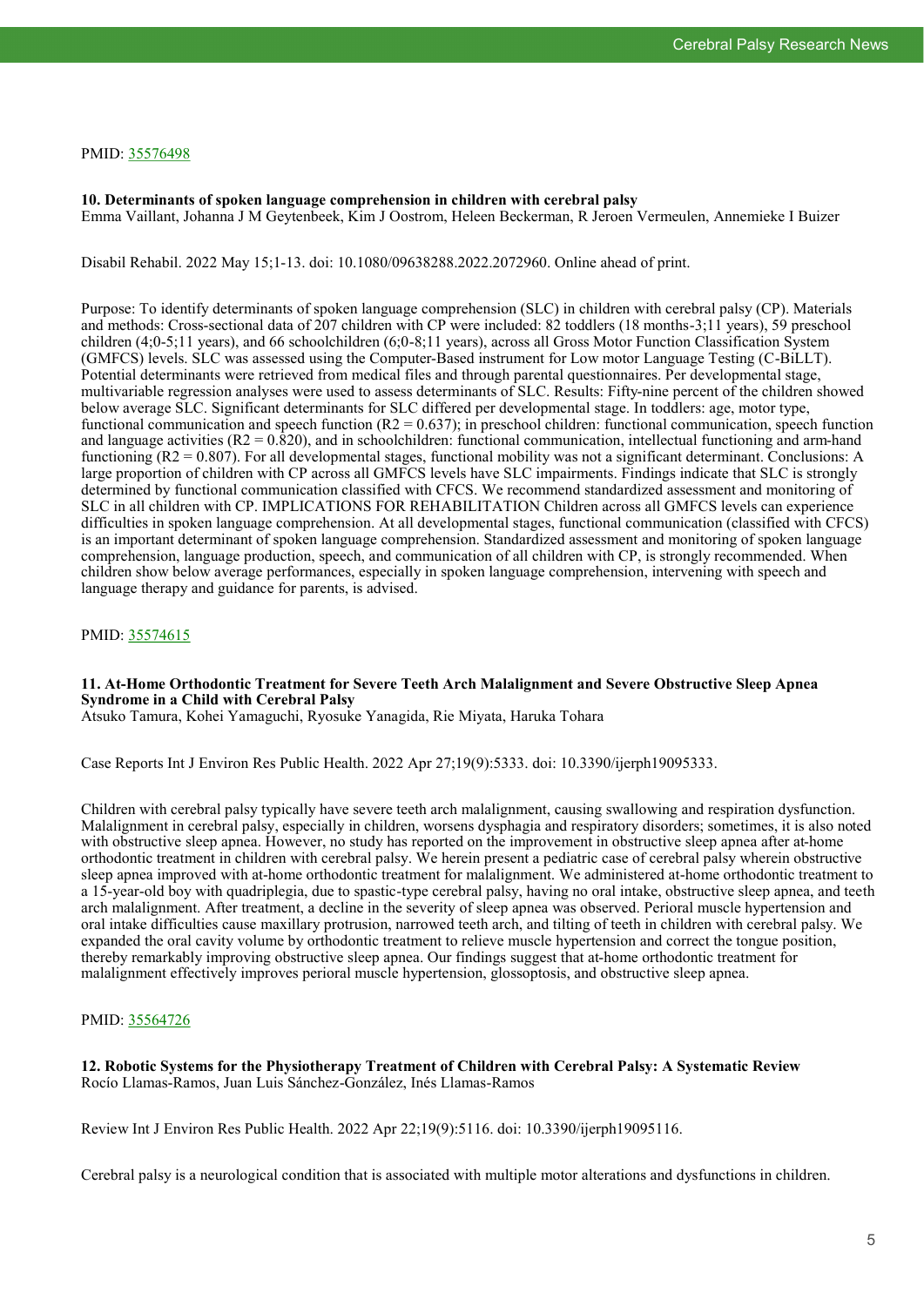PMID: 35576498

### 10. Determinants of spoken language comprehension in children with cerebral palsy

Emma Vaillant, Johanna J M Geytenbeek, Kim J Oostrom, Heleen Beckerman, R Jeroen Vermeulen, Annemieke I Buizer

Disabil Rehabil. 2022 May 15;1-13. doi: 10.1080/09638288.2022.2072960. Online ahead of print.

Purpose: To identify determinants of spoken language comprehension (SLC) in children with cerebral palsy (CP). Materials and methods: Cross-sectional data of 207 children with CP were included: 82 toddlers (18 months-3;11 years), 59 preschool children (4;0-5;11 years), and 66 schoolchildren (6;0-8;11 years), across all Gross Motor Function Classification System (GMFCS) levels. SLC was assessed using the Computer-Based instrument for Low motor Language Testing (C-BiLLT). Potential determinants were retrieved from medical files and through parental questionnaires. Per developmental stage, multivariable regression analyses were used to assess determinants of SLC. Results: Fifty-nine percent of the children showed below average SLC. Significant determinants for SLC differed per developmental stage. In toddlers: age, motor type, functional communication and speech function ($R2 = 0.637$); in preschool children: functional communication, speech function and language activities ($R2 = 0.820$), and in schoolchildren: functional communication, intellectual functioning and arm-hand functioning ($R2 = 0.807$). For all developmental stages, functional mobility was not a significant determinant. Conclusions: A large proportion of children with CP across all GMFCS levels have SLC impairments. Findings indicate that SLC is strongly determined by functional communication classified with CFCS. We recommend standardized assessment and monitoring of SLC in all children with CP. IMPLICATIONS FOR REHABILITATION Children across all GMFCS levels can experience difficulties in spoken language comprehension. At all developmental stages, functional communication (classified with CFCS) is an important determinant of spoken language comprehension. Standardized assessment and monitoring of spoken language comprehension, language production, speech, and communication of all children with CP, is strongly recommended. When children show below average performances, especially in spoken language comprehension, intervening with speech and language therapy and guidance for parents, is advised.

PMID: 35574615

### 11. At-Home Orthodontic Treatment for Severe Teeth Arch Malalignment and Severe Obstructive Sleep Apnea Syndrome in a Child with Cerebral Palsy

Atsuko Tamura, Kohei Yamaguchi, Ryosuke Yanagida, Rie Miyata, Haruka Tohara

Case Reports Int J Environ Res Public Health. 2022 Apr 27;19(9):5333. doi: 10.3390/ijerph19095333.

Children with cerebral palsy typically have severe teeth arch malalignment, causing swallowing and respiration dysfunction. Malalignment in cerebral palsy, especially in children, worsens dysphagia and respiratory disorders; sometimes, it is also noted with obstructive sleep apnea. However, no study has reported on the improvement in obstructive sleep apnea after at-home orthodontic treatment in children with cerebral palsy. We herein present a pediatric case of cerebral palsy wherein obstructive sleep apnea improved with at-home orthodontic treatment for malalignment. We administered at-home orthodontic treatment to a 15-year-old boy with quadriplegia, due to spastic-type cerebral palsy, having no oral intake, obstructive sleep apnea, and teeth arch malalignment. After treatment, a decline in the severity of sleep apnea was observed. Perioral muscle hypertension and oral intake difficulties cause maxillary protrusion, narrowed teeth arch, and tilting of teeth in children with cerebral palsy. We expanded the oral cavity volume by orthodontic treatment to relieve muscle hypertension and correct the tongue position, thereby remarkably improving obstructive sleep apnea. Our findings suggest that at-home orthodontic treatment for malalignment effectively improves perioral muscle hypertension, glossoptosis, and obstructive sleep apnea.

PMID: 35564726

### 12. Robotic Systems for the Physiotherapy Treatment of Children with Cerebral Palsy: A Systematic Review

Rocío Llamas-Ramos, Juan Luis Sánchez-González, Inés Llamas-Ramos

Review Int J Environ Res Public Health. 2022 Apr 22;19(9):5116. doi: 10.3390/ijerph19095116.

Cerebral palsy is a neurological condition that is associated with multiple motor alterations and dysfunctions in children.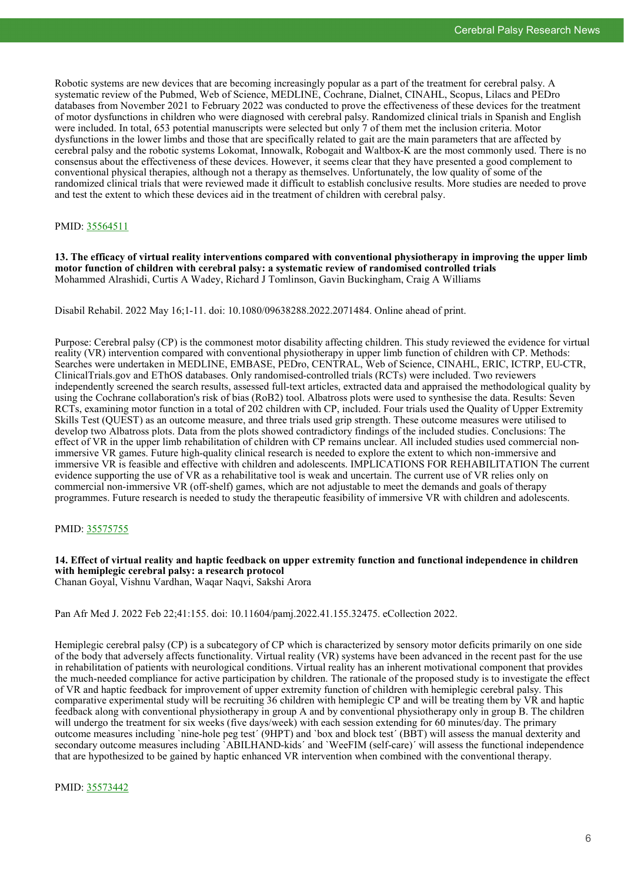Robotic systems are new devices that are becoming increasingly popular as a part of the treatment for cerebral palsy. A systematic review of the Pubmed, Web of Science, MEDLINE, Cochrane, Dialnet, CINAHL, Scopus, Lilacs and PEDro databases from November 2021 to February 2022 was conducted to prove the effectiveness of these devices for the treatment of motor dysfunctions in children who were diagnosed with cerebral palsy. Randomized clinical trials in Spanish and English were included. In total, 653 potential manuscripts were selected but only 7 of them met the inclusion criteria. Motor dysfunctions in the lower limbs and those that are specifically related to gait are the main parameters that are affected by cerebral palsy and the robotic systems Lokomat, Innowalk, Robogait and Waltbox-K are the most commonly used. There is no consensus about the effectiveness of these devices. However, it seems clear that they have presented a good complement to conventional physical therapies, although not a therapy as themselves. Unfortunately, the low quality of some of the randomized clinical trials that were reviewed made it difficult to establish conclusive results. More studies are needed to prove and test the extent to which these devices aid in the treatment of children with cerebral palsy.

PMID: [35564511](https://pubmed.ncbi.nlm.nih.gov/35564511)

**13. The efficacy of virtual reality interventions compared with conventional physiotherapy in improving the upper limb motor function of children with cerebral palsy: a systematic review of randomised controlled trials**
Mohammed Alrashidi, Curtis A Wadey, Richard J Tomlinson, Gavin Buckingham, Craig A Williams

Disabil Rehabil. 2022 May 16;1-11. doi: 10.1080/09638288.2022.2071484. Online ahead of print.

Purpose: Cerebral palsy (CP) is the commonest motor disability affecting children. This study reviewed the evidence for virtual reality (VR) intervention compared with conventional physiotherapy in upper limb function of children with CP. Methods: Searches were undertaken in MEDLINE, EMBASE, PEDro, CENTRAL, Web of Science, CINAHL, ERIC, ICTRP, EU-CTR, ClinicalTrials.gov and EThOS databases. Only randomised-controlled trials (RCTs) were included. Two reviewers independently screened the search results, assessed full-text articles, extracted data and appraised the methodological quality by using the Cochrane collaboration's risk of bias (RoB2) tool. Albatross plots were used to synthesise the data. Results: Seven RCTs, examining motor function in a total of 202 children with CP, included. Four trials used the Quality of Upper Extremity Skills Test (QUEST) as an outcome measure, and three trials used grip strength. These outcome measures were utilised to develop two Albatross plots. Data from the plots showed contradictory findings of the included studies. Conclusions: The effect of VR in the upper limb rehabilitation of children with CP remains unclear. All included studies used commercial non-immersive VR games. Future high-quality clinical research is needed to explore the extent to which non-immersive and immersive VR is feasible and effective with children and adolescents. IMPLICATIONS FOR REHABILITATION The current evidence supporting the use of VR as a rehabilitative tool is weak and uncertain. The current use of VR relies only on commercial non-immersive VR (off-shelf) games, which are not adjustable to meet the demands and goals of therapy programmes. Future research is needed to study the therapeutic feasibility of immersive VR with children and adolescents.

PMID: [35575755](https://pubmed.ncbi.nlm.nih.gov/35575755)

**14. Effect of virtual reality and haptic feedback on upper extremity function and functional independence in children with hemiplegic cerebral palsy: a research protocol**
Chanan Goyal, Vishnu Vardhan, Waqar Naqvi, Sakshi Arora

Pan Afr Med J. 2022 Feb 22;41:155. doi: 10.11604/pamj.2022.41.155.32475. eCollection 2022.

Hemiplegic cerebral palsy (CP) is a subcategory of CP which is characterized by sensory motor deficits primarily on one side of the body that adversely affects functionality. Virtual reality (VR) systems have been advanced in the recent past for the use in rehabilitation of patients with neurological conditions. Virtual reality has an inherent motivational component that provides the much-needed compliance for active participation by children. The rationale of the proposed study is to investigate the effect of VR and haptic feedback for improvement of upper extremity function of children with hemiplegic cerebral palsy. This comparative experimental study will be recruiting 36 children with hemiplegic CP and will be treating them by VR and haptic feedback along with conventional physiotherapy in group A and by conventional physiotherapy only in group B. The children will undergo the treatment for six weeks (five days/week) with each session extending for 60 minutes/day. The primary outcome measures including `nine-hole peg test´ (9HPT) and `box and block test´ (BBT) will assess the manual dexterity and secondary outcome measures including `ABILHAND-kids´ and `WeeFIM (self-care)´ will assess the functional independence that are hypothesized to be gained by haptic enhanced VR intervention when combined with the conventional therapy.

PMID: [35573442](https://pubmed.ncbi.nlm.nih.gov/35573442)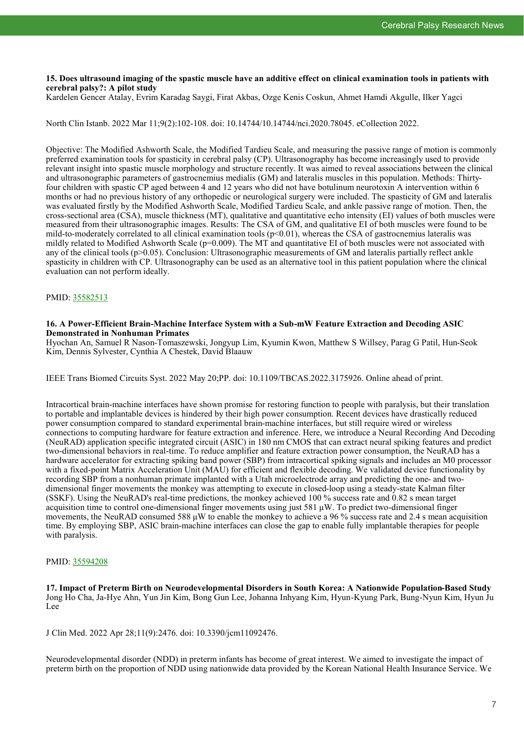### 15. Does ultrasound imaging of the spastic muscle have an additive effect on clinical examination tools in patients with cerebral palsy?: A pilot study

Kardelen Gencer Atalay, Evrim Karadag Saygi, Firat Akbas, Ozge Kenis Coskun, Ahmet Hamdi Akgulle, Ilker Yagci

North Clin Istanb. 2022 Mar 11;9(2):102-108. doi: 10.14744/10.14744/nci.2020.78045. eCollection 2022.

Objective: The Modified Ashworth Scale, the Modified Tardieu Scale, and measuring the passive range of motion is commonly preferred examination tools for spasticity in cerebral palsy (CP). Ultrasonography has become increasingly used to provide relevant insight into spastic muscle morphology and structure recently. It was aimed to reveal associations between the clinical and ultrasonographic parameters of gastrocnemius medialis (GM) and lateralis muscles in this population. Methods: Thirty-four children with spastic CP aged between 4 and 12 years who did not have botulinum neurotoxin A intervention within 6 months or had no previous history of any orthopedic or neurological surgery were included. The spasticity of GM and lateralis was evaluated firstly by the Modified Ashworth Scale, Modified Tardieu Scale, and ankle passive range of motion. Then, the cross-sectional area (CSA), muscle thickness (MT), qualitative and quantitative echo intensity (EI) values of both muscles were measured from their ultrasonographic images. Results: The CSA of GM, and qualitative EI of both muscles were found to be mild-to-moderately correlated to all clinical examination tools ($p<0.01$), whereas the CSA of gastrocnemius lateralis was mildly related to Modified Ashworth Scale ($p=0.009$). The MT and quantitative EI of both muscles were not associated with any of the clinical tools ($p>0.05$). Conclusion: Ultrasonographic measurements of GM and lateralis partially reflect ankle spasticity in children with CP. Ultrasonography can be used as an alternative tool in this patient population where the clinical evaluation can not perform ideally.

PMID: 35582513

### 16. A Power-Efficient Brain-Machine Interface System with a Sub-mW Feature Extraction and Decoding ASIC Demonstrated in Nonhuman Primates

Hyochan An, Samuel R Nason-Tomaszewski, Jongyup Lim, Kyumin Kwon, Matthew S Willsey, Parag G Patil, Hun-Seok Kim, Dennis Sylvester, Cynthia A Chestek, David Blaauw

IEEE Trans Biomed Circuits Syst. 2022 May 20;PP. doi: 10.1109/TBCAS.2022.3175926. Online ahead of print.

Intracortical brain-machine interfaces have shown promise for restoring function to people with paralysis, but their translation to portable and implantable devices is hindered by their high power consumption. Recent devices have drastically reduced power consumption compared to standard experimental brain-machine interfaces, but still require wired or wireless connections to computing hardware for feature extraction and inference. Here, we introduce a Neural Recording And Decoding (NeuRAD) application specific integrated circuit (ASIC) in 180 nm CMOS that can extract neural spiking features and predict two-dimensional behaviors in real-time. To reduce amplifier and feature extraction power consumption, the NeuRAD has a hardware accelerator for extracting spiking band power (SBP) from intracortical spiking signals and includes an M0 processor with a fixed-point Matrix Acceleration Unit (MAU) for efficient and flexible decoding. We validated device functionality by recording SBP from a nonhuman primate implanted with a Utah microelectrode array and predicting the one- and two-dimensional finger movements the monkey was attempting to execute in closed-loop using a steady-state Kalman filter (SSKF). Using the NeuRAD's real-time predictions, the monkey achieved 100 % success rate and 0.82 s mean target acquisition time to control one-dimensional finger movements using just 581 µW. To predict two-dimensional finger movements, the NeuRAD consumed 588 µW to enable the monkey to achieve a 96 % success rate and 2.4 s mean acquisition time. By employing SBP, ASIC brain-machine interfaces can close the gap to enable fully implantable therapies for people with paralysis.

PMID: 35594208

### 17. Impact of Preterm Birth on Neurodevelopmental Disorders in South Korea: A Nationwide Population-Based Study

Jong Ho Cha, Ja-Hye Ahn, Yun Jin Kim, Bong Gun Lee, Johanna Inhyang Kim, Hyun-Kyung Park, Bung-Nyun Kim, Hyun Ju Lee

J Clin Med. 2022 Apr 28;11(9):2476. doi: 10.3390/jcm11092476.

Neurodevelopmental disorder (NDD) in preterm infants has become of great interest. We aimed to investigate the impact of preterm birth on the proportion of NDD using nationwide data provided by the Korean National Health Insurance Service. We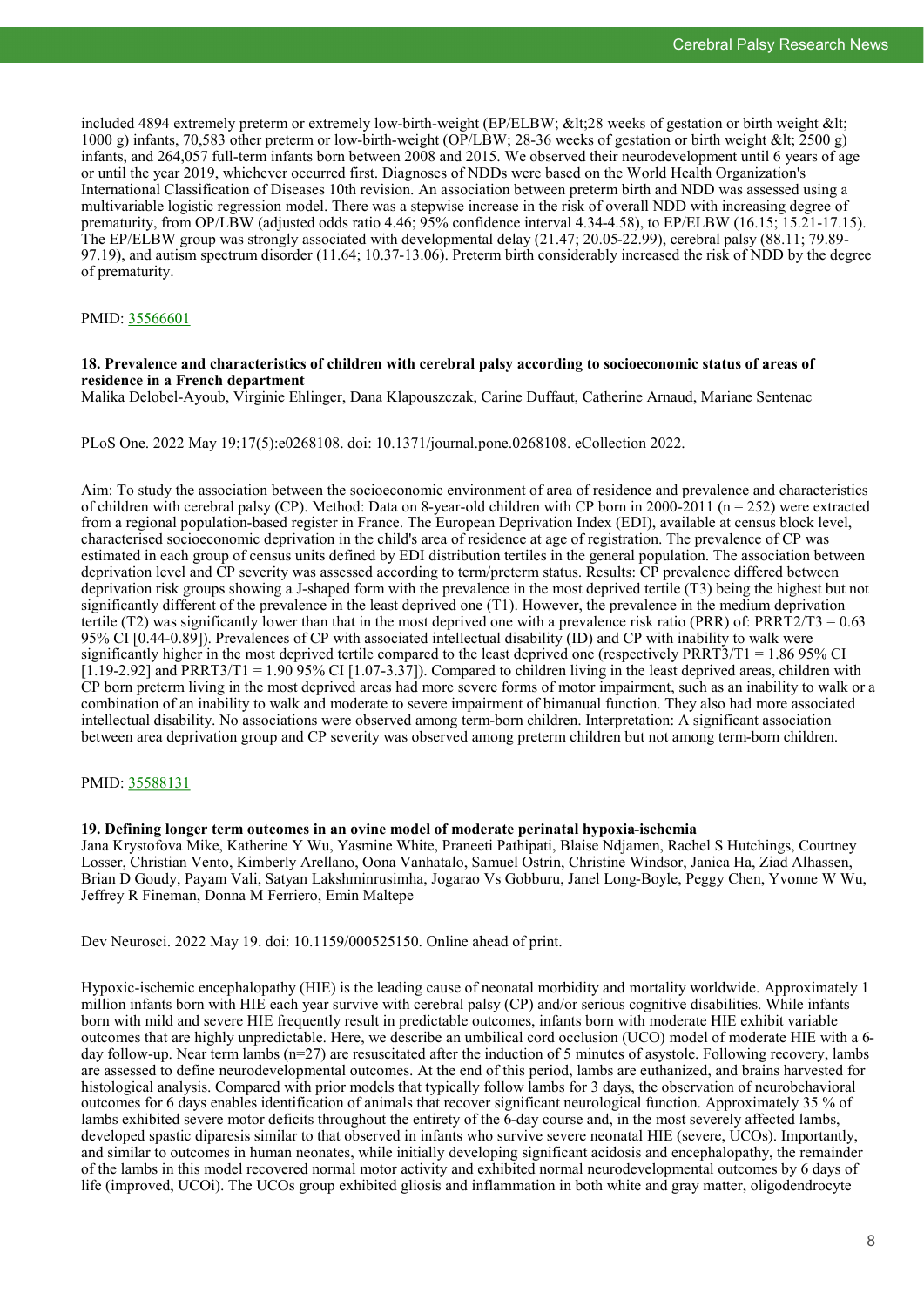included 4894 extremely preterm or extremely low-birth-weight (EP/ELBW; &lt;28 weeks of gestation or birth weight &lt; 1000 g) infants, 70,583 other preterm or low-birth-weight (OP/LBW; 28-36 weeks of gestation or birth weight &lt; 2500 g) infants, and 264,057 full-term infants born between 2008 and 2015. We observed their neurodevelopment until 6 years of age or until the year 2019, whichever occurred first. Diagnoses of NDDs were based on the World Health Organization's International Classification of Diseases 10th revision. An association between preterm birth and NDD was assessed using a multivariable logistic regression model. There was a stepwise increase in the risk of overall NDD with increasing degree of prematurity, from OP/LBW (adjusted odds ratio 4.46; 95% confidence interval 4.34-4.58), to EP/ELBW (16.15; 15.21-17.15). The EP/ELBW group was strongly associated with developmental delay (21.47; 20.05-22.99), cerebral palsy (88.11; 79.89-97.19), and autism spectrum disorder (11.64; 10.37-13.06). Preterm birth considerably increased the risk of NDD by the degree of prematurity.

PMID: 35566601

### 18. Prevalence and characteristics of children with cerebral palsy according to socioeconomic status of areas of residence in a French department

Malika Delobel-Ayoub, Virginie Ehlinger, Dana Klapouszczak, Carine Duffaut, Catherine Arnaud, Mariane Sentenac

PLoS One. 2022 May 19;17(5):e0268108. doi: 10.1371/journal.pone.0268108. eCollection 2022.

Aim: To study the association between the socioeconomic environment of area of residence and prevalence and characteristics of children with cerebral palsy (CP). Method: Data on 8-year-old children with CP born in 2000-2011 (n = 252) were extracted from a regional population-based register in France. The European Deprivation Index (EDI), available at census block level, characterised socioeconomic deprivation in the child's area of residence at age of registration. The prevalence of CP was estimated in each group of census units defined by EDI distribution tertiles in the general population. The association between deprivation level and CP severity was assessed according to term/preterm status. Results: CP prevalence differed between deprivation risk groups showing a J-shaped form with the prevalence in the most deprived tertile (T3) being the highest but not significantly different of the prevalence in the least deprived one (T1). However, the prevalence in the medium deprivation tertile (T2) was significantly lower than that in the most deprived one with a prevalence risk ratio (PRR) of: PRRT2/T3 = 0.63 95% CI [0.44-0.89]). Prevalences of CP with associated intellectual disability (ID) and CP with inability to walk were significantly higher in the most deprived tertile compared to the least deprived one (respectively PRRT3/T1 = 1.86 95% CI [1.19-2.92] and PRRT3/T1 = 1.90 95% CI [1.07-3.37]). Compared to children living in the least deprived areas, children with CP born preterm living in the most deprived areas had more severe forms of motor impairment, such as an inability to walk or a combination of an inability to walk and moderate to severe impairment of bimanual function. They also had more associated intellectual disability. No associations were observed among term-born children. Interpretation: A significant association between area deprivation group and CP severity was observed among preterm children but not among term-born children.

PMID: 35588131

### 19. Defining longer term outcomes in an ovine model of moderate perinatal hypoxia-ischemia

Jana Krystofova Mike, Katherine Y Wu, Yasmine White, Praneeti Pathipati, Blaise Ndjamen, Rachel S Hutchings, Courtney Losser, Christian Vento, Kimberly Arellano, Oona Vanhatalo, Samuel Ostrin, Christine Windsor, Janica Ha, Ziad Alhassen, Brian D Goudy, Payam Vali, Satyan Lakshminrusimha, Jogarao Vs Gobburu, Janel Long-Boyle, Peggy Chen, Yvonne W Wu, Jeffrey R Fineman, Donna M Ferriero, Emin Maltepe

Dev Neurosci. 2022 May 19. doi: 10.1159/000525150. Online ahead of print.

Hypoxic-ischemic encephalopathy (HIE) is the leading cause of neonatal morbidity and mortality worldwide. Approximately 1 million infants born with HIE each year survive with cerebral palsy (CP) and/or serious cognitive disabilities. While infants born with mild and severe HIE frequently result in predictable outcomes, infants born with moderate HIE exhibit variable outcomes that are highly unpredictable. Here, we describe an umbilical cord occlusion (UCO) model of moderate HIE with a 6-day follow-up. Near term lambs (n=27) are resuscitated after the induction of 5 minutes of asystole. Following recovery, lambs are assessed to define neurodevelopmental outcomes. At the end of this period, lambs are euthanized, and brains harvested for histological analysis. Compared with prior models that typically follow lambs for 3 days, the observation of neurobehavioral outcomes for 6 days enables identification of animals that recover significant neurological function. Approximately 35 % of lambs exhibited severe motor deficits throughout the entirety of the 6-day course and, in the most severely affected lambs, developed spastic diparesis similar to that observed in infants who survive severe neonatal HIE (severe, UCOs). Importantly, and similar to outcomes in human neonates, while initially developing significant acidosis and encephalopathy, the remainder of the lambs in this model recovered normal motor activity and exhibited normal neurodevelopmental outcomes by 6 days of life (improved, UCOi). The UCOs group exhibited gliosis and inflammation in both white and gray matter, oligodendrocyte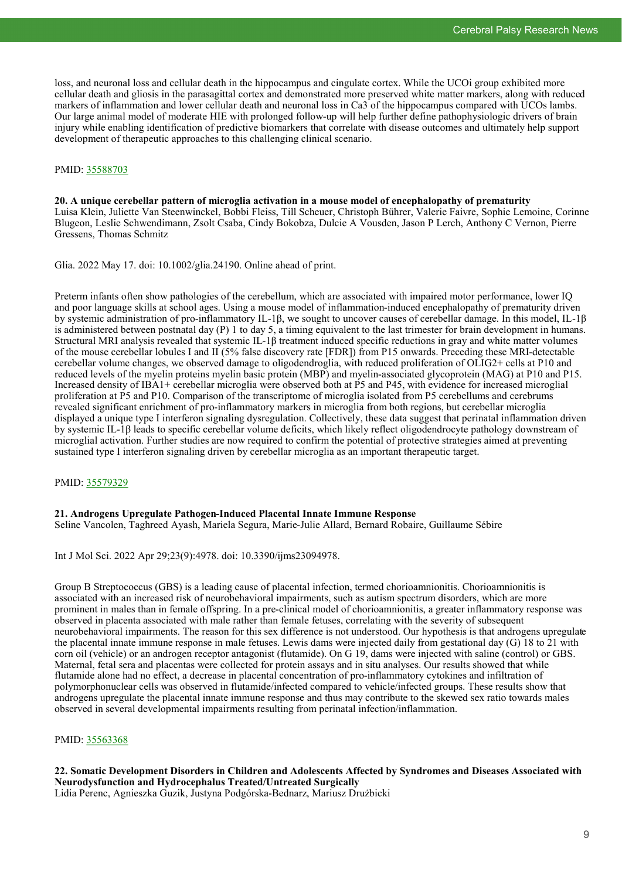loss, and neuronal loss and cellular death in the hippocampus and cingulate cortex. While the UCOi group exhibited more cellular death and gliosis in the parasagittal cortex and demonstrated more preserved white matter markers, along with reduced markers of inflammation and lower cellular death and neuronal loss in Ca3 of the hippocampus compared with UCOs lambs. Our large animal model of moderate HIE with prolonged follow-up will help further define pathophysiologic drivers of brain injury while enabling identification of predictive biomarkers that correlate with disease outcomes and ultimately help support development of therapeutic approaches to this challenging clinical scenario.

PMID: [35588703](https://pubmed.ncbi.nlm.nih.gov/35588703)

**20. A unique cerebellar pattern of microglia activation in a mouse model of encephalopathy of prematurity**
Luisa Klein, Juliette Van Steenwinckel, Bobbi Fleiss, Till Scheuer, Christoph Bührer, Valerie Faivre, Sophie Lemoine, Corinne Blugeon, Leslie Schwendimann, Zsolt Csaba, Cindy Bokobza, Dulcie A Vousden, Jason P Lerch, Anthony C Vernon, Pierre Gressens, Thomas Schmitz

Glia. 2022 May 17. doi: 10.1002/glia.24190. Online ahead of print.

Preterm infants often show pathologies of the cerebellum, which are associated with impaired motor performance, lower IQ and poor language skills at school ages. Using a mouse model of inflammation-induced encephalopathy of prematurity driven by systemic administration of pro-inflammatory IL-1β, we sought to uncover causes of cerebellar damage. In this model, IL-1β is administered between postnatal day (P) 1 to day 5, a timing equivalent to the last trimester for brain development in humans. Structural MRI analysis revealed that systemic IL-1β treatment induced specific reductions in gray and white matter volumes of the mouse cerebellar lobules I and II (5% false discovery rate [FDR]) from P15 onwards. Preceding these MRI-detectable cerebellar volume changes, we observed damage to oligodendroglia, with reduced proliferation of OLIG2+ cells at P10 and reduced levels of the myelin proteins myelin basic protein (MBP) and myelin-associated glycoprotein (MAG) at P10 and P15. Increased density of IBA1+ cerebellar microglia were observed both at P5 and P45, with evidence for increased microglial proliferation at P5 and P10. Comparison of the transcriptome of microglia isolated from P5 cerebellums and cerebrums revealed significant enrichment of pro-inflammatory markers in microglia from both regions, but cerebellar microglia displayed a unique type I interferon signaling dysregulation. Collectively, these data suggest that perinatal inflammation driven by systemic IL-1β leads to specific cerebellar volume deficits, which likely reflect oligodendrocyte pathology downstream of microglial activation. Further studies are now required to confirm the potential of protective strategies aimed at preventing sustained type I interferon signaling driven by cerebellar microglia as an important therapeutic target.

PMID: [35579329](https://pubmed.ncbi.nlm.nih.gov/35579329)

**21. Androgens Upregulate Pathogen-Induced Placental Innate Immune Response**
Seline Vancolen, Taghreed Ayash, Mariela Segura, Marie-Julie Allard, Bernard Robaire, Guillaume Sébire

Int J Mol Sci. 2022 Apr 29;23(9):4978. doi: 10.3390/ijms23094978.

Group B Streptococcus (GBS) is a leading cause of placental infection, termed chorioamnionitis. Chorioamnionitis is associated with an increased risk of neurobehavioral impairments, such as autism spectrum disorders, which are more prominent in males than in female offspring. In a pre-clinical model of chorioamnionitis, a greater inflammatory response was observed in placenta associated with male rather than female fetuses, correlating with the severity of subsequent neurobehavioral impairments. The reason for this sex difference is not understood. Our hypothesis is that androgens upregulate the placental innate immune response in male fetuses. Lewis dams were injected daily from gestational day (G) 18 to 21 with corn oil (vehicle) or an androgen receptor antagonist (flutamide). On G 19, dams were injected with saline (control) or GBS. Maternal, fetal sera and placentas were collected for protein assays and in situ analyses. Our results showed that while flutamide alone had no effect, a decrease in placental concentration of pro-inflammatory cytokines and infiltration of polymorphonuclear cells was observed in flutamide/infected compared to vehicle/infected groups. These results show that androgens upregulate the placental innate immune response and thus may contribute to the skewed sex ratio towards males observed in several developmental impairments resulting from perinatal infection/inflammation.

PMID: [35563368](https://pubmed.ncbi.nlm.nih.gov/35563368)

**22. Somatic Development Disorders in Children and Adolescents Affected by Syndromes and Diseases Associated with Neurodysfunction and Hydrocephalus Treated/Untreated Surgically**
Lidia Perenc, Agnieszka Guzik, Justyna Podgórska-Bednarz, Mariusz Drużbicki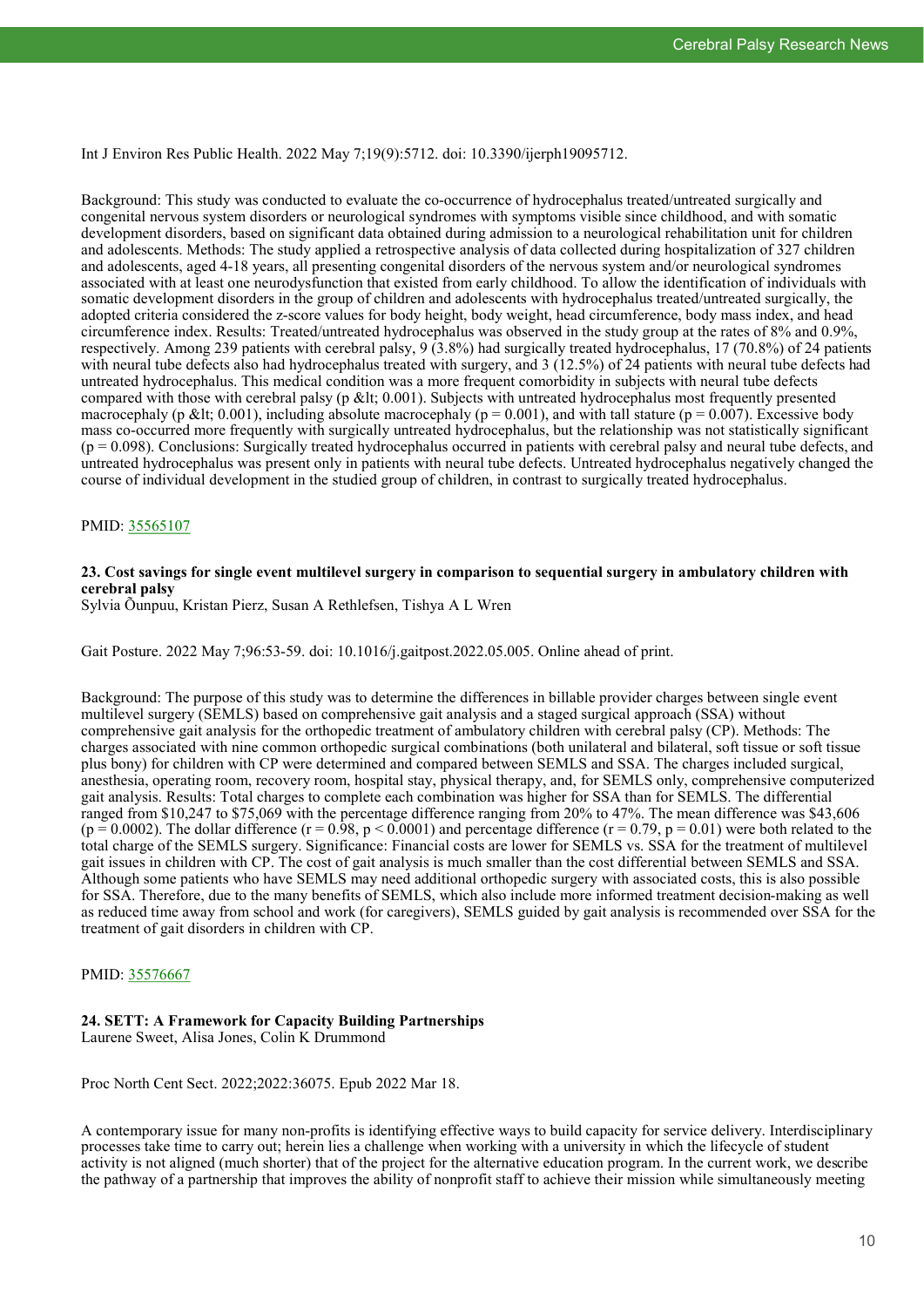Int J Environ Res Public Health. 2022 May 7;19(9):5712. doi: 10.3390/ijerph19095712.

Background: This study was conducted to evaluate the co-occurrence of hydrocephalus treated/untreated surgically and congenital nervous system disorders or neurological syndromes with symptoms visible since childhood, and with somatic development disorders, based on significant data obtained during admission to a neurological rehabilitation unit for children and adolescents. Methods: The study applied a retrospective analysis of data collected during hospitalization of 327 children and adolescents, aged 4-18 years, all presenting congenital disorders of the nervous system and/or neurological syndromes associated with at least one neurodysfunction that existed from early childhood. To allow the identification of individuals with somatic development disorders in the group of children and adolescents with hydrocephalus treated/untreated surgically, the adopted criteria considered the z-score values for body height, body weight, head circumference, body mass index, and head circumference index. Results: Treated/untreated hydrocephalus was observed in the study group at the rates of 8% and 0.9%, respectively. Among 239 patients with cerebral palsy, 9 (3.8%) had surgically treated hydrocephalus, 17 (70.8%) of 24 patients with neural tube defects also had hydrocephalus treated with surgery, and 3 (12.5%) of 24 patients with neural tube defects had untreated hydrocephalus. This medical condition was a more frequent comorbidity in subjects with neural tube defects compared with those with cerebral palsy (p &lt; 0.001). Subjects with untreated hydrocephalus most frequently presented macrocephaly (p &lt; 0.001), including absolute macrocephaly ($p = 0.001$), and with tall stature ($p = 0.007$). Excessive body mass co-occurred more frequently with surgically untreated hydrocephalus, but the relationship was not statistically significant ($p = 0.098$). Conclusions: Surgically treated hydrocephalus occurred in patients with cerebral palsy and neural tube defects, and untreated hydrocephalus was present only in patients with neural tube defects. Untreated hydrocephalus negatively changed the course of individual development in the studied group of children, in contrast to surgically treated hydrocephalus.

PMID: 35565107

### 23. Cost savings for single event multilevel surgery in comparison to sequential surgery in ambulatory children with cerebral palsy

Sylvia Õunpuu, Kristan Pierz, Susan A Rethlefsen, Tishya A L Wren

Gait Posture. 2022 May 7;96:53-59. doi: 10.1016/j.gaitpost.2022.05.005. Online ahead of print.

Background: The purpose of this study was to determine the differences in billable provider charges between single event multilevel surgery (SEMLS) based on comprehensive gait analysis and a staged surgical approach (SSA) without comprehensive gait analysis for the orthopedic treatment of ambulatory children with cerebral palsy (CP). Methods: The charges associated with nine common orthopedic surgical combinations (both unilateral and bilateral, soft tissue or soft tissue plus bony) for children with CP were determined and compared between SEMLS and SSA. The charges included surgical, anesthesia, operating room, recovery room, hospital stay, physical therapy, and, for SEMLS only, comprehensive computerized gait analysis. Results: Total charges to complete each combination was higher for SSA than for SEMLS. The differential ranged from $10,247 to $75,069 with the percentage difference ranging from 20% to 47%. The mean difference was $43,606 ($p = 0.0002$). The dollar difference ($r = 0.98$, $p < 0.0001$) and percentage difference ($r = 0.79$, $p = 0.01$) were both related to the total charge of the SEMLS surgery. Significance: Financial costs are lower for SEMLS vs. SSA for the treatment of multilevel gait issues in children with CP. The cost of gait analysis is much smaller than the cost differential between SEMLS and SSA. Although some patients who have SEMLS may need additional orthopedic surgery with associated costs, this is also possible for SSA. Therefore, due to the many benefits of SEMLS, which also include more informed treatment decision-making as well as reduced time away from school and work (for caregivers), SEMLS guided by gait analysis is recommended over SSA for the treatment of gait disorders in children with CP.

PMID: 35576667

### 24. SETT: A Framework for Capacity Building Partnerships

Laurene Sweet, Alisa Jones, Colin K Drummond

Proc North Cent Sect. 2022;2022:36075. Epub 2022 Mar 18.

A contemporary issue for many non-profits is identifying effective ways to build capacity for service delivery. Interdisciplinary processes take time to carry out; herein lies a challenge when working with a university in which the lifecycle of student activity is not aligned (much shorter) that of the project for the alternative education program. In the current work, we describe the pathway of a partnership that improves the ability of nonprofit staff to achieve their mission while simultaneously meeting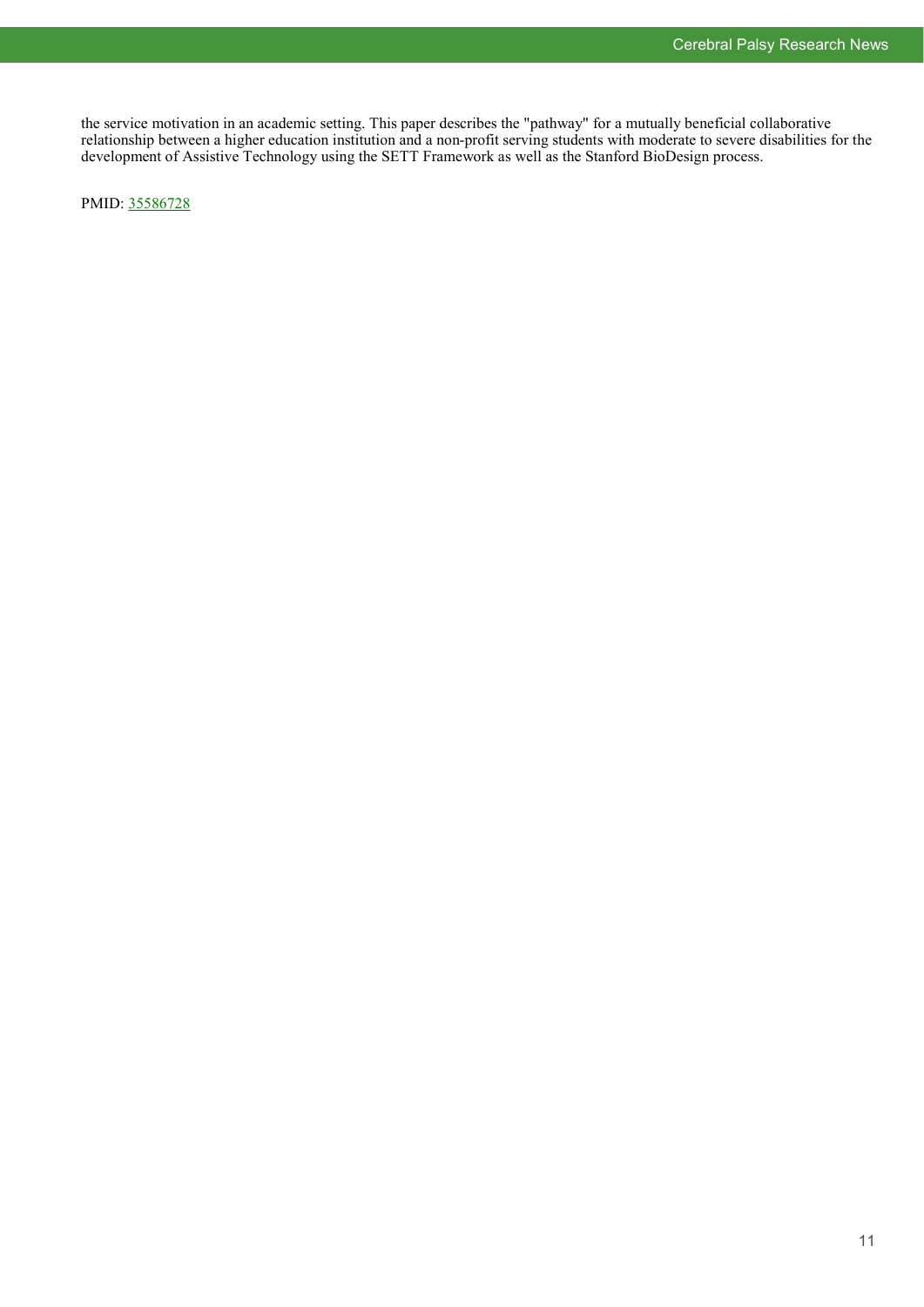the service motivation in an academic setting. This paper describes the "pathway" for a mutually beneficial collaborative relationship between a higher education institution and a non-profit serving students with moderate to severe disabilities for the development of Assistive Technology using the SETT Framework as well as the Stanford BioDesign process.

PMID: 35586728